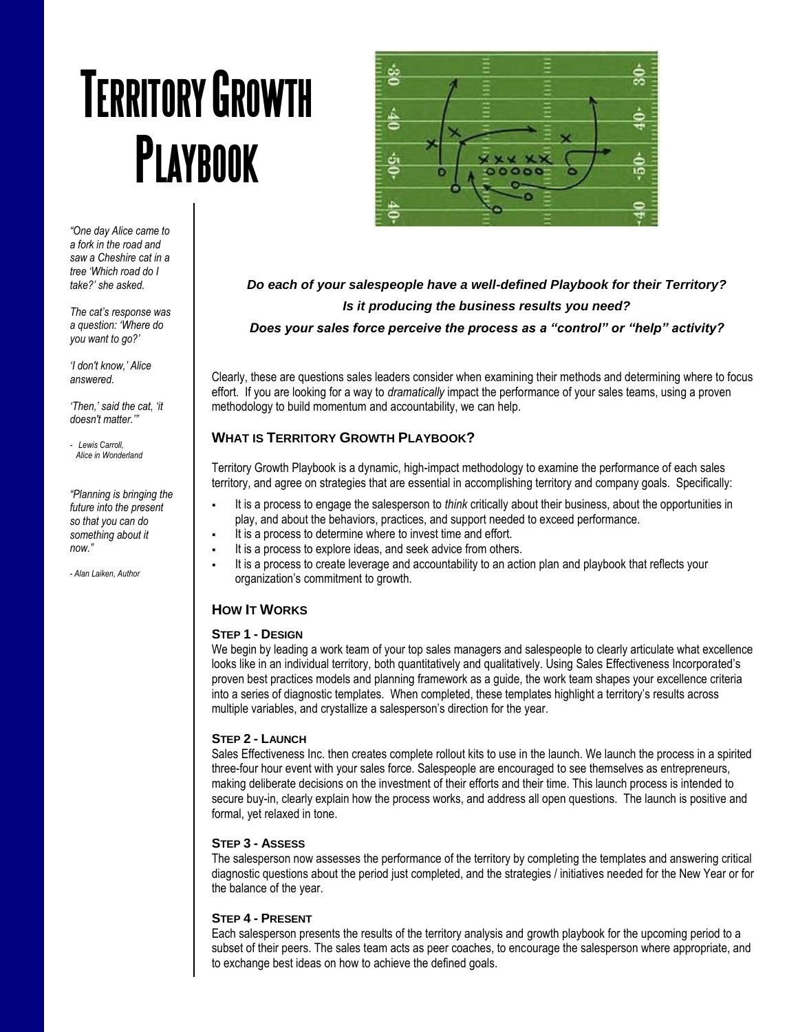# TERRITORY GROWTH PLAYBOOK

*"One day Alice came to a fork in the road and saw a Cheshire cat in a tree 'Which road do I take?' she asked.*

*The cat's response was a question: 'Where do you want to go?'*

*'I don't know,' Alice answered.*

*'Then,' said the cat, 'it doesn't matter.'"*

*- Lewis Carroll, Alice in Wonderland*

*"Planning is bringing the future into the present so that you can do something about it now."*

*- Alan Laiken, Author*

***Do each of your salespeople have a well-defined Playbook for their Territory?***

***Is it producing the business results you need?***

***Does your sales force perceive the process as a "control" or "help" activity?***

Clearly, these are questions sales leaders consider when examining their methods and determining where to focus effort. If you are looking for a way to *dramatically* impact the performance of your sales teams, using a proven methodology to build momentum and accountability, we can help.

## WHAT IS TERRITORY GROWTH PLAYBOOK?

Territory Growth Playbook is a dynamic, high-impact methodology to examine the performance of each sales territory, and agree on strategies that are essential in accomplishing territory and company goals. Specifically:

- It is a process to engage the salesperson to *think* critically about their business, about the opportunities in play, and about the behaviors, practices, and support needed to exceed performance.
- It is a process to determine where to invest time and effort.
- It is a process to explore ideas, and seek advice from others.
- It is a process to create leverage and accountability to an action plan and playbook that reflects your organization's commitment to growth.

## HOW IT WORKS

### STEP 1 - DESIGN

We begin by leading a work team of your top sales managers and salespeople to clearly articulate what excellence looks like in an individual territory, both quantitatively and qualitatively. Using Sales Effectiveness Incorporated's proven best practices models and planning framework as a guide, the work team shapes your excellence criteria into a series of diagnostic templates. When completed, these templates highlight a territory's results across multiple variables, and crystallize a salesperson's direction for the year.

### STEP 2 - LAUNCH

Sales Effectiveness Inc. then creates complete rollout kits to use in the launch. We launch the process in a spirited three-four hour event with your sales force. Salespeople are encouraged to see themselves as entrepreneurs, making deliberate decisions on the investment of their efforts and their time. This launch process is intended to secure buy-in, clearly explain how the process works, and address all open questions. The launch is positive and formal, yet relaxed in tone.

### STEP 3 - ASSESS

The salesperson now assesses the performance of the territory by completing the templates and answering critical diagnostic questions about the period just completed, and the strategies / initiatives needed for the New Year or for the balance of the year.

### STEP 4 - PRESENT

Each salesperson presents the results of the territory analysis and growth playbook for the upcoming period to a subset of their peers. The sales team acts as peer coaches, to encourage the salesperson where appropriate, and to exchange best ideas on how to achieve the defined goals.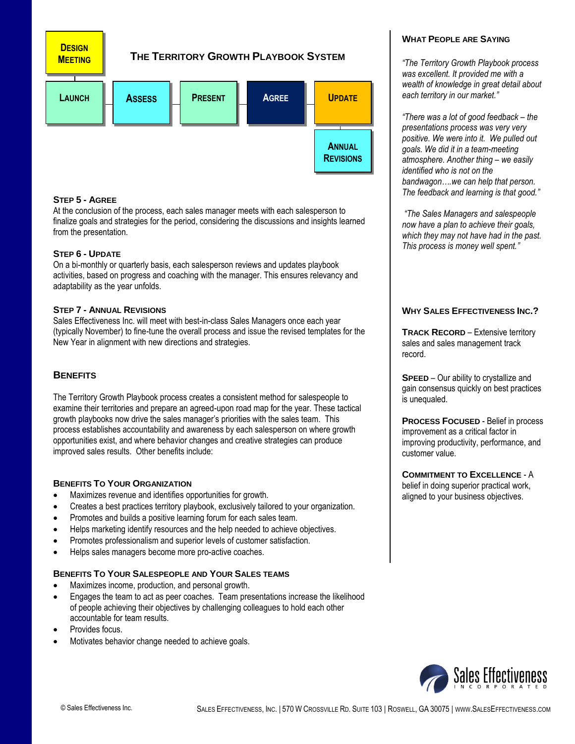Design Meeting

## The Territory Growth Playbook System

Launch — Assess — Present — Agree — Update — Annual Revisions

### Step 5 - Agree

At the conclusion of the process, each sales manager meets with each salesperson to finalize goals and strategies for the period, considering the discussions and insights learned from the presentation.

### Step 6 - Update

On a bi-monthly or quarterly basis, each salesperson reviews and updates playbook activities, based on progress and coaching with the manager. This ensures relevancy and adaptability as the year unfolds.

### Step 7 - Annual Revisions

Sales Effectiveness Inc. will meet with best-in-class Sales Managers once each year (typically November) to fine-tune the overall process and issue the revised templates for the New Year in alignment with new directions and strategies.

## Benefits

The Territory Growth Playbook process creates a consistent method for salespeople to examine their territories and prepare an agreed-upon road map for the year. These tactical growth playbooks now drive the sales manager's priorities with the sales team. This process establishes accountability and awareness by each salesperson on where growth opportunities exist, and where behavior changes and creative strategies can produce improved sales results. Other benefits include:

### Benefits To Your Organization

- Maximizes revenue and identifies opportunities for growth.
- Creates a best practices territory playbook, exclusively tailored to your organization.
- Promotes and builds a positive learning forum for each sales team.
- Helps marketing identify resources and the help needed to achieve objectives.
- Promotes professionalism and superior levels of customer satisfaction.
- Helps sales managers become more pro-active coaches.

### Benefits To Your Salespeople and Your Sales Teams

- Maximizes income, production, and personal growth.
- Engages the team to act as peer coaches. Team presentations increase the likelihood of people achieving their objectives by challenging colleagues to hold each other accountable for team results.
- Provides focus.
- Motivates behavior change needed to achieve goals.

### What People Are Saying

*"The Territory Growth Playbook process was excellent. It provided me with a wealth of knowledge in great detail about each territory in our market."*

*"There was a lot of good feedback – the presentations process was very very positive. We were into it. We pulled out goals. We did it in a team-meeting atmosphere. Another thing – we easily identified who is not on the bandwagon….we can help that person. The feedback and learning is that good."*

*"The Sales Managers and salespeople now have a plan to achieve their goals, which they may not have had in the past. This process is money well spent."*

### Why Sales Effectiveness Inc.?

**Track Record** – Extensive territory sales and sales management track record.

**Speed** – Our ability to crystallize and gain consensus quickly on best practices is unequaled.

**Process Focused** - Belief in process improvement as a critical factor in improving productivity, performance, and customer value.

**Commitment To Excellence** - A belief in doing superior practical work, aligned to your business objectives.

Sales Effectiveness Incorporated

© Sales Effectiveness Inc.

Sales Effectiveness, Inc. | 570 W Crossville Rd. Suite 103 | Roswell, GA 30075 | www.SalesEffectiveness.com